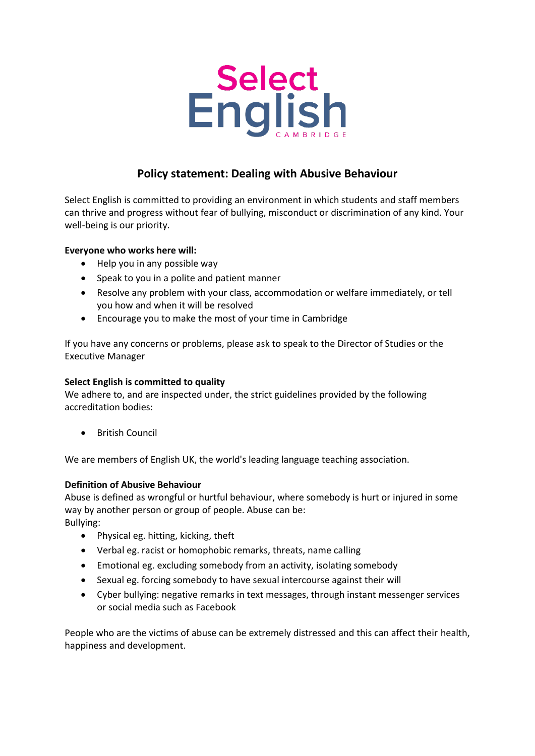Select English
CAMBRIDGE

# Policy statement: Dealing with Abusive Behaviour

Select English is committed to providing an environment in which students and staff members can thrive and progress without fear of bullying, misconduct or discrimination of any kind. Your well-being is our priority.

**Everyone who works here will:**

- Help you in any possible way
- Speak to you in a polite and patient manner
- Resolve any problem with your class, accommodation or welfare immediately, or tell you how and when it will be resolved
- Encourage you to make the most of your time in Cambridge

If you have any concerns or problems, please ask to speak to the Director of Studies or the Executive Manager

**Select English is committed to quality**

We adhere to, and are inspected under, the strict guidelines provided by the following accreditation bodies:

- British Council

We are members of English UK, the world's leading language teaching association.

**Definition of Abusive Behaviour**

Abuse is defined as wrongful or hurtful behaviour, where somebody is hurt or injured in some way by another person or group of people. Abuse can be:

Bullying:

- Physical eg. hitting, kicking, theft
- Verbal eg. racist or homophobic remarks, threats, name calling
- Emotional eg. excluding somebody from an activity, isolating somebody
- Sexual eg. forcing somebody to have sexual intercourse against their will
- Cyber bullying: negative remarks in text messages, through instant messenger services or social media such as Facebook

People who are the victims of abuse can be extremely distressed and this can affect their health, happiness and development.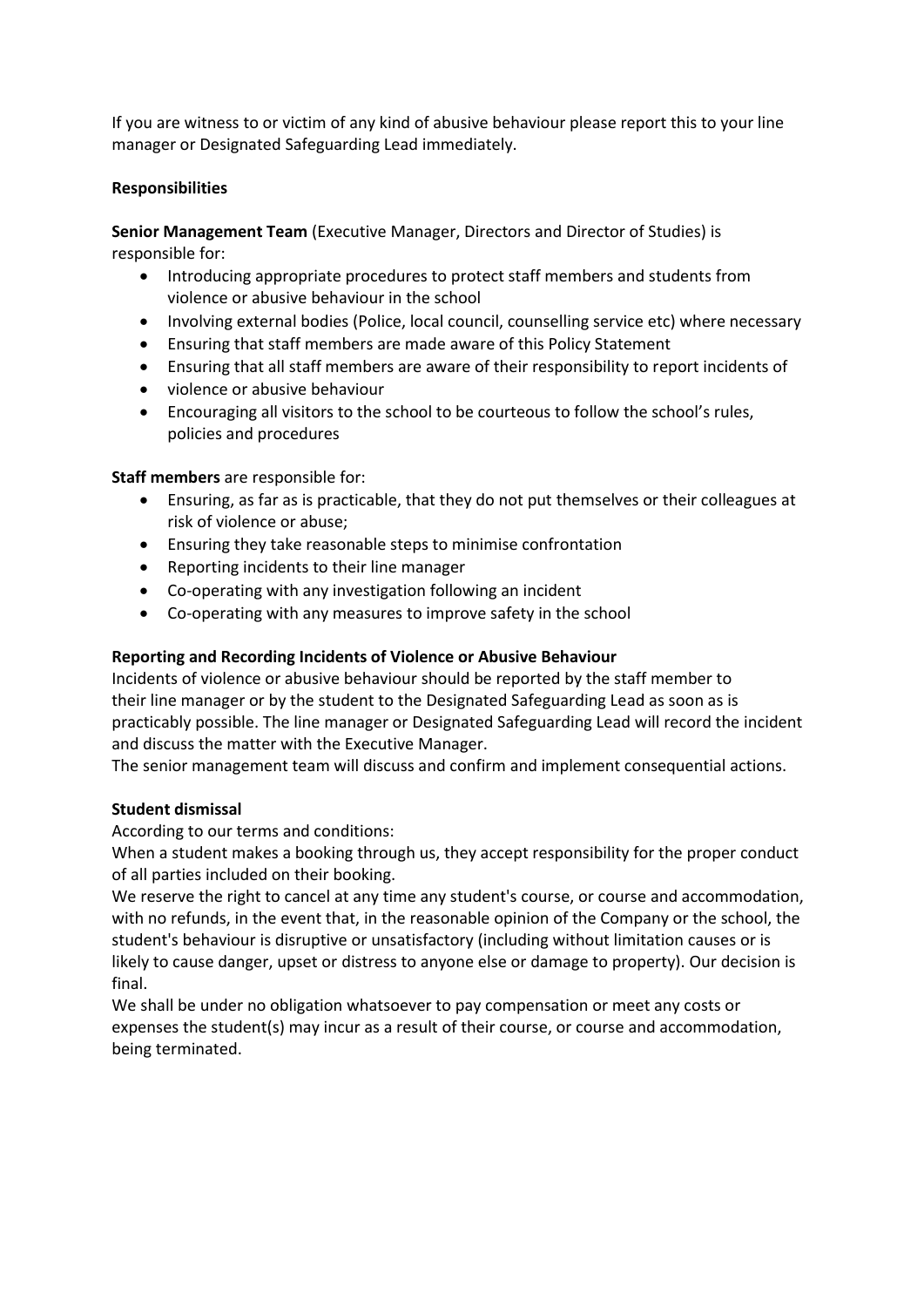If you are witness to or victim of any kind of abusive behaviour please report this to your line manager or Designated Safeguarding Lead immediately.

**Responsibilities**

**Senior Management Team** (Executive Manager, Directors and Director of Studies) is responsible for:

- Introducing appropriate procedures to protect staff members and students from violence or abusive behaviour in the school
- Involving external bodies (Police, local council, counselling service etc) where necessary
- Ensuring that staff members are made aware of this Policy Statement
- Ensuring that all staff members are aware of their responsibility to report incidents of
- violence or abusive behaviour
- Encouraging all visitors to the school to be courteous to follow the school's rules, policies and procedures

**Staff members** are responsible for:

- Ensuring, as far as is practicable, that they do not put themselves or their colleagues at risk of violence or abuse;
- Ensuring they take reasonable steps to minimise confrontation
- Reporting incidents to their line manager
- Co-operating with any investigation following an incident
- Co-operating with any measures to improve safety in the school

**Reporting and Recording Incidents of Violence or Abusive Behaviour**

Incidents of violence or abusive behaviour should be reported by the staff member to their line manager or by the student to the Designated Safeguarding Lead as soon as is practicably possible. The line manager or Designated Safeguarding Lead will record the incident and discuss the matter with the Executive Manager.

The senior management team will discuss and confirm and implement consequential actions.

**Student dismissal**

According to our terms and conditions:

When a student makes a booking through us, they accept responsibility for the proper conduct of all parties included on their booking.

We reserve the right to cancel at any time any student's course, or course and accommodation, with no refunds, in the event that, in the reasonable opinion of the Company or the school, the student's behaviour is disruptive or unsatisfactory (including without limitation causes or is likely to cause danger, upset or distress to anyone else or damage to property). Our decision is final.

We shall be under no obligation whatsoever to pay compensation or meet any costs or expenses the student(s) may incur as a result of their course, or course and accommodation, being terminated.